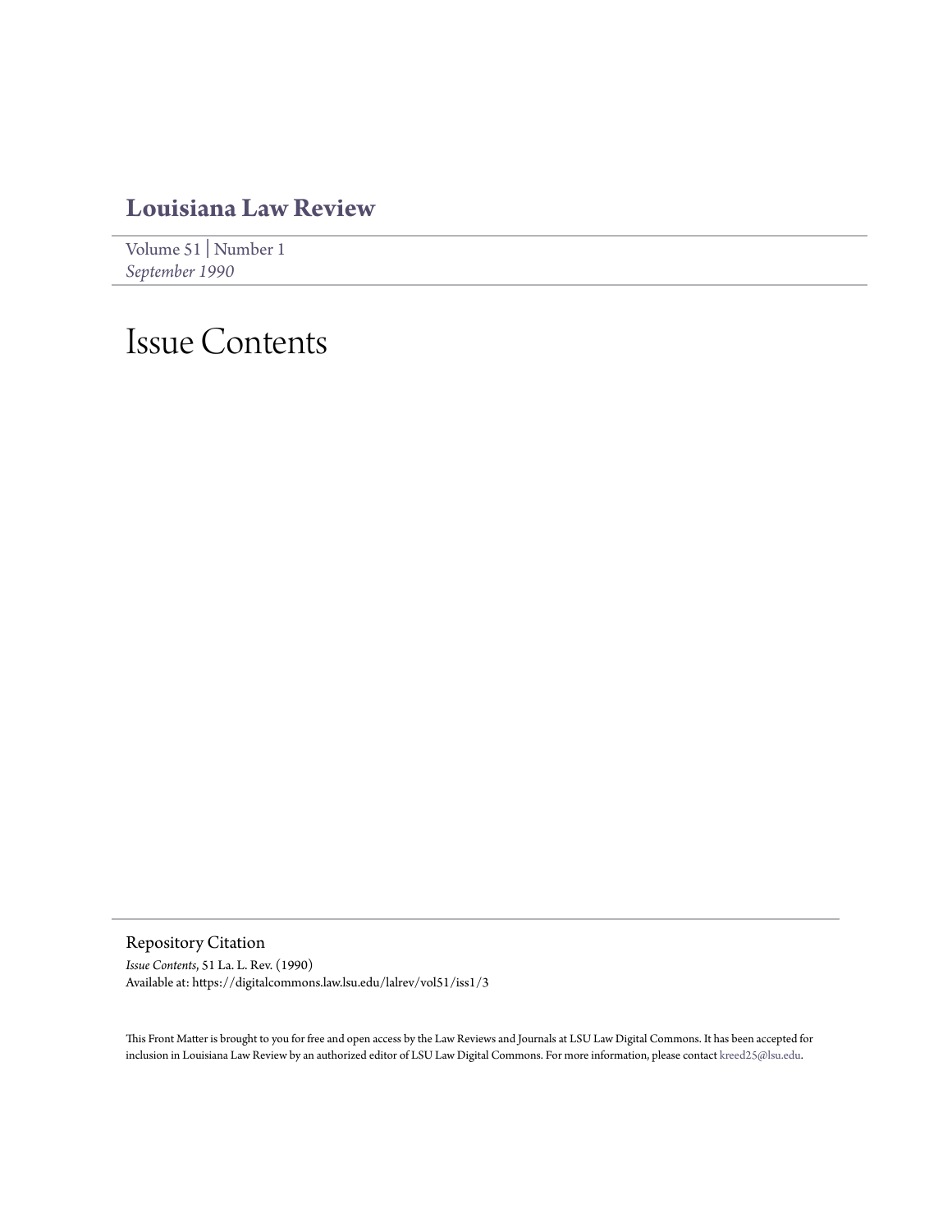# Louisiana Law Review

Volume 51 | Number 1
*September 1990*

# Issue Contents

## Repository Citation

*Issue Contents*, 51 La. L. Rev. (1990)
Available at: https://digitalcommons.law.lsu.edu/lalrev/vol51/iss1/3

This Front Matter is brought to you for free and open access by the Law Reviews and Journals at LSU Law Digital Commons. It has been accepted for inclusion in Louisiana Law Review by an authorized editor of LSU Law Digital Commons. For more information, please contact kreed25@lsu.edu.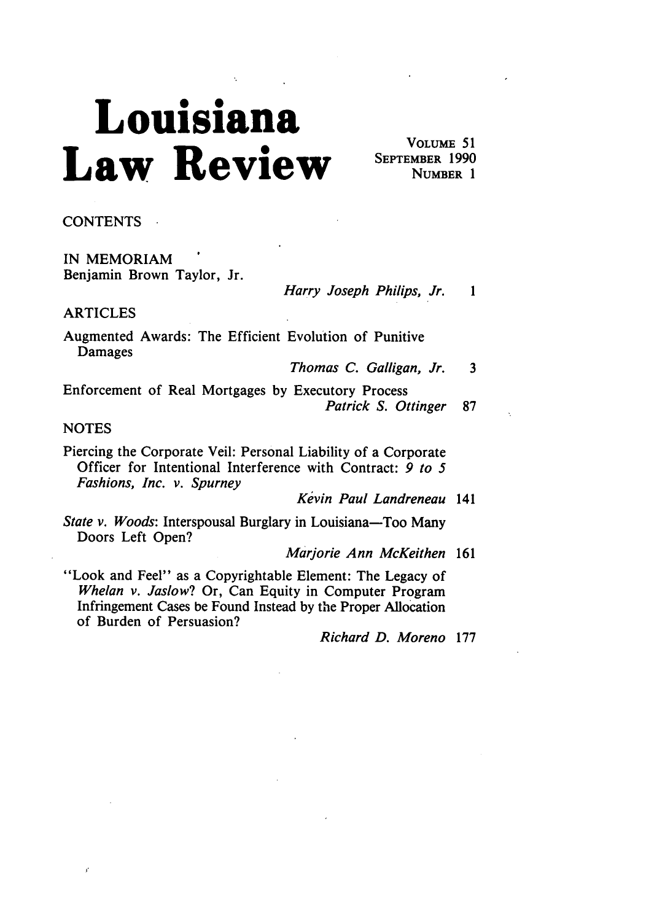# Louisiana Law Review

VOLUME 51
SEPTEMBER 1990
NUMBER 1

## CONTENTS

### IN MEMORIAM

Benjamin Brown Taylor, Jr.
*Harry Joseph Philips, Jr.* 1

### ARTICLES

Augmented Awards: The Efficient Evolution of Punitive Damages
*Thomas C. Galligan, Jr.* 3

Enforcement of Real Mortgages by Executory Process
*Patrick S. Ottinger* 87

### NOTES

Piercing the Corporate Veil: Personal Liability of a Corporate Officer for Intentional Interference with Contract: *9 to 5 Fashions, Inc. v. Spurney*
*Kévin Paul Landreneau* 141

*State v. Woods*: Interspousal Burglary in Louisiana—Too Many Doors Left Open?
*Marjorie Ann McKeithen* 161

"Look and Feel" as a Copyrightable Element: The Legacy of *Whelan v. Jaslow*? Or, Can Equity in Computer Program Infringement Cases be Found Instead by the Proper Allocation of Burden of Persuasion?
*Richard D. Moreno* 177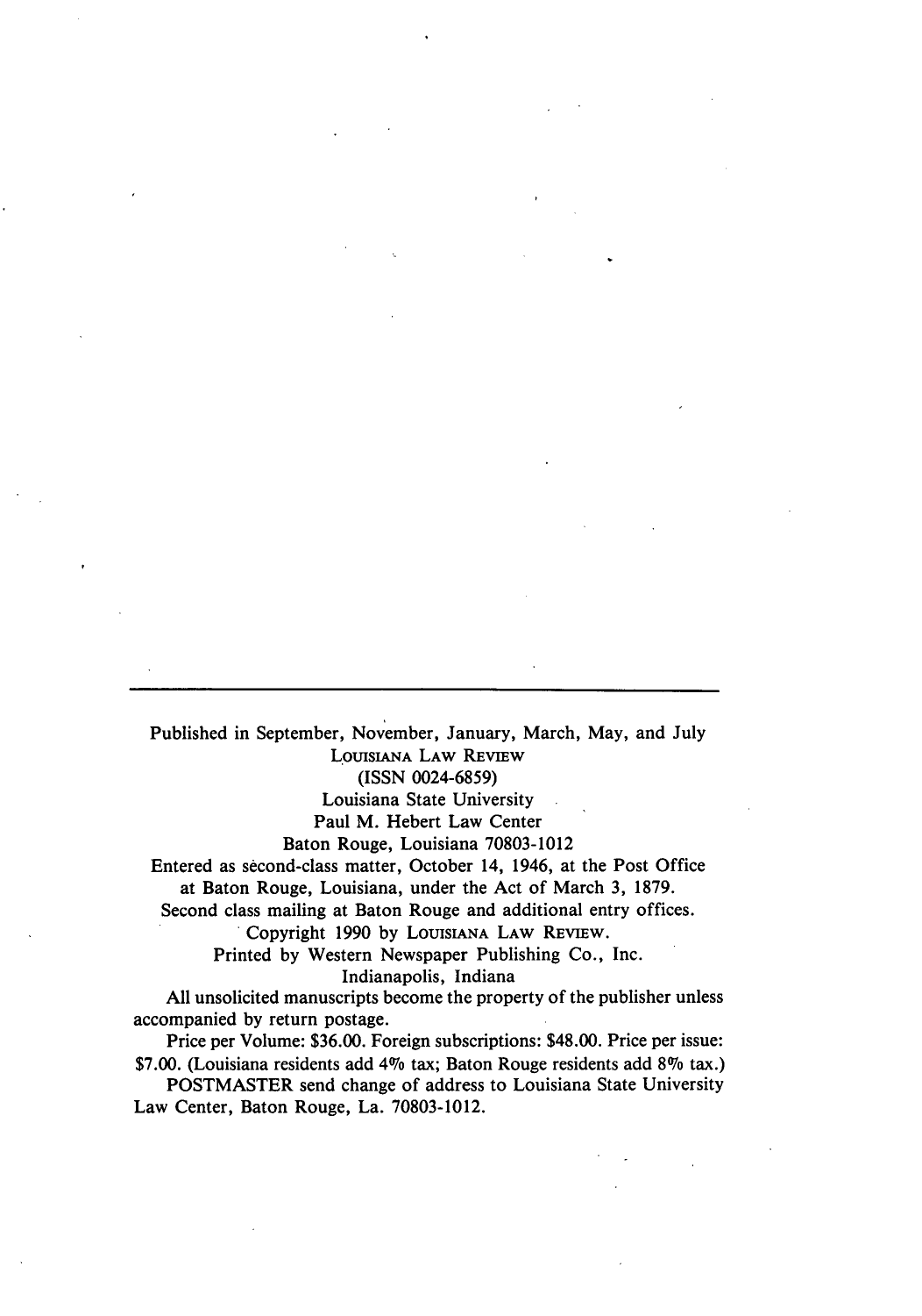---

Published in September, November, January, March, May, and July

LOUISIANA LAW REVIEW

(ISSN 0024-6859)

Louisiana State University

Paul M. Hebert Law Center

Baton Rouge, Louisiana 70803-1012

Entered as second-class matter, October 14, 1946, at the Post Office at Baton Rouge, Louisiana, under the Act of March 3, 1879.

Second class mailing at Baton Rouge and additional entry offices.

Copyright 1990 by LOUISIANA LAW REVIEW.

Printed by Western Newspaper Publishing Co., Inc.

Indianapolis, Indiana

All unsolicited manuscripts become the property of the publisher unless accompanied by return postage.

Price per Volume: $36.00. Foreign subscriptions: $48.00. Price per issue: $7.00. (Louisiana residents add 4% tax; Baton Rouge residents add 8% tax.)

POSTMASTER send change of address to Louisiana State University Law Center, Baton Rouge, La. 70803-1012.